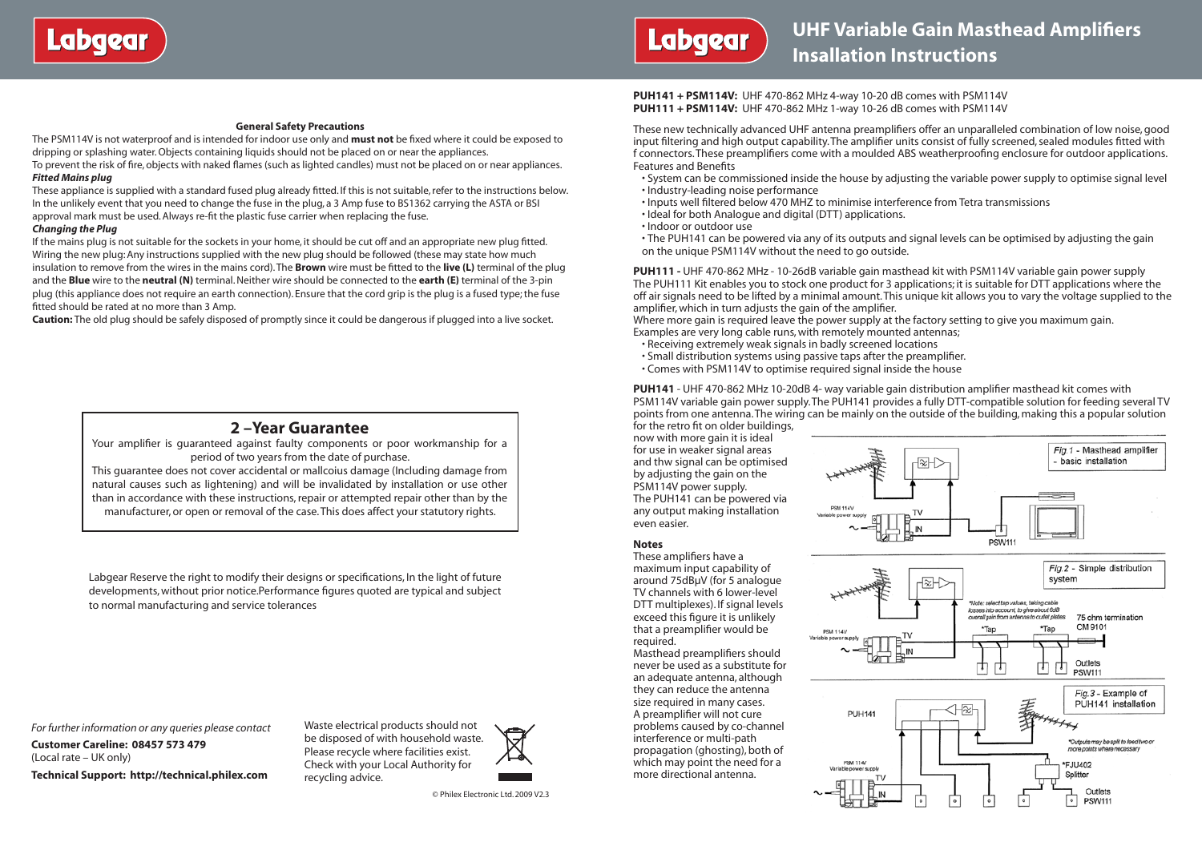# UHF Variable Gain Masthead Amplifiers Insallation Instructions

### General Safety Precautions

The PSM114V is not waterproof and is intended for indoor use only and **must not** be fixed where it could be exposed to dripping or splashing water. Objects containing liquids should not be placed on or near the appliances.
To prevent the risk of fire, objects with naked flames (such as lighted candles) must not be placed on or near appliances.

***Fitted Mains plug***

These appliance is supplied with a standard fused plug already fitted. If this is not suitable, refer to the instructions below. In the unlikely event that you need to change the fuse in the plug, a 3 Amp fuse to BS1362 carrying the ASTA or BSI approval mark must be used. Always re-fit the plastic fuse carrier when replacing the fuse.

***Changing the Plug***

If the mains plug is not suitable for the sockets in your home, it should be cut off and an appropriate new plug fitted. Wiring the new plug: Any instructions supplied with the new plug should be followed (these may state how much insulation to remove from the wires in the mains cord). The **Brown** wire must be fitted to the **live (L)** terminal of the plug and the **Blue** wire to the **neutral (N)** terminal. Neither wire should be connected to the **earth (E)** terminal of the 3-pin plug (this appliance does not require an earth connection). Ensure that the cord grip is the plug is a fused type; the fuse fitted should be rated at no more than 3 Amp.

**Caution:** The old plug should be safely disposed of promptly since it could be dangerous if plugged into a live socket.

## 2 –Year Guarantee

Your amplifier is guaranteed against faulty components or poor workmanship for a period of two years from the date of purchase.
This guarantee does not cover accidental or mallcoius damage (Including damage from natural causes such as lightening) and will be invalidated by installation or use other than in accordance with these instructions, repair or attempted repair other than by the manufacturer, or open or removal of the case. This does affect your statutory rights.

Labgear Reserve the right to modify their designs or specifications, In the light of future developments, without prior notice. Performance figures quoted are typical and subject to normal manufacturing and service tolerances

*For further information or any queries please contact*

**Customer Careline: 08457 573 479**
(Local rate – UK only)

**Technical Support: http://technical.philex.com**

Waste electrical products should not be disposed of with household waste. Please recycle where facilities exist. Check with your Local Authority for recycling advice.

© Philex Electronic Ltd. 2009 V2.3

**PUH141 + PSM114V:** UHF 470-862 MHz 4-way 10-20 dB comes with PSM114V
**PUH111 + PSM114V:** UHF 470-862 MHz 1-way 10-26 dB comes with PSM114V

These new technically advanced UHF antenna preamplifiers offer an unparalleled combination of low noise, good input filtering and high output capability. The amplifier units consist of fully screened, sealed modules fitted with f connectors. These preamplifiers come with a moulded ABS weatherproofing enclosure for outdoor applications.
Features and Benefits

- System can be commissioned inside the house by adjusting the variable power supply to optimise signal level
- Industry-leading noise performance
- Inputs well filtered below 470 MHZ to minimise interference from Tetra transmissions
- Ideal for both Analogue and digital (DTT) applications.
- Indoor or outdoor use
- The PUH141 can be powered via any of its outputs and signal levels can be optimised by adjusting the gain on the unique PSM114V without the need to go outside.

**PUH111 -** UHF 470-862 MHz - 10-26dB variable gain masthead kit with PSM114V variable gain power supply
The PUH111 Kit enables you to stock one product for 3 applications; it is suitable for DTT applications where the off air signals need to be lifted by a minimal amount. This unique kit allows you to vary the voltage supplied to the amplifier, which in turn adjusts the gain of the amplifier.
Where more gain is required leave the power supply at the factory setting to give you maximum gain.
Examples are very long cable runs, with remotely mounted antennas;

- Receiving extremely weak signals in badly screened locations
- Small distribution systems using passive taps after the preamplifier.
- Comes with PSM114V to optimise required signal inside the house

**PUH141** - UHF 470-862 MHz 10-20dB 4- way variable gain distribution amplifier masthead kit comes with PSM114V variable gain power supply. The PUH141 provides a fully DTT-compatible solution for feeding several TV points from one antenna. The wiring can be mainly on the outside of the building, making this a popular solution for the retro fit on older buildings, now with more gain it is ideal for use in weaker signal areas and thw signal can be optimised by adjusting the gain on the PSM114V power supply.
The PUH141 can be powered via any output making installation even easier.

### Notes

These amplifiers have a maximum input capability of around 75dBμV (for 5 analogue TV channels with 6 lower-level DTT multiplexes). If signal levels exceed this figure it is unlikely that a preamplifier would be required.
Masthead preamplifiers should never be used as a substitute for an adequate antenna, although they can reduce the antenna size required in many cases.
A preamplifier will not cure problems caused by co-channel interference or multi-path propagation (ghosting), both of which may point the need for a more directional antenna.

Fig.1 - Masthead amplifier - basic installation

Fig.2 - Simple distribution system

Fig.3 - Example of PUH141 installation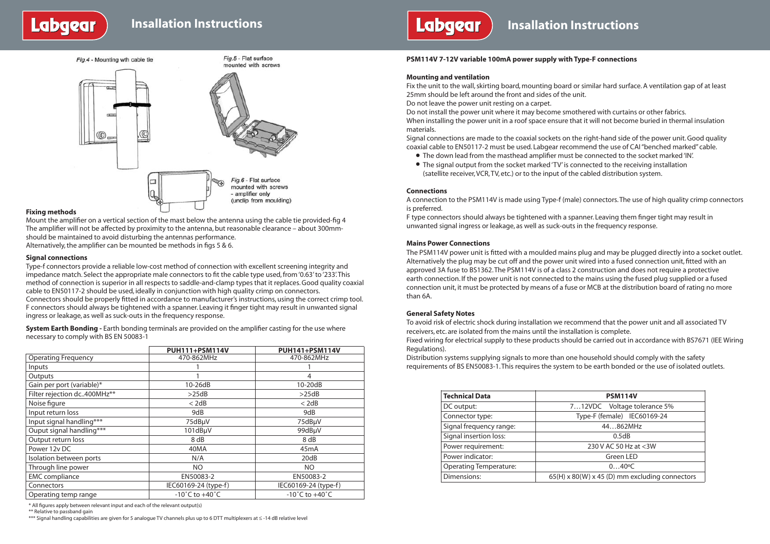## Insallation Instructions

Fig.4 - Mounting wth cable tie

Fig.5 - Flat surface mounted with screws

Fig.6 - Flat surface mounted with screws - amplifier only (unclip from moulding)

### Fixing methods

Mount the amplifier on a vertical section of the mast below the antenna using the cable tie provided-fig 4
The amplifier will not be affected by proximity to the antenna, but reasonable clearance – about 300mm- should be maintained to avoid disturbing the antennas performance.
Alternatively, the amplifier can be mounted be methods in figs 5 & 6.

### Signal connections

Type-f connectors provide a reliable low-cost method of connection with excellent screening integrity and impedance match. Select the appropriate male connectors to fit the cable type used, from '0.63' to '233'. This method of connection is superior in all respects to saddle-and-clamp types that it replaces. Good quality coaxial cable to EN50117-2 should be used, ideally in conjunction with high quality crimp on connectors.
Connectors should be properly fitted in accordance to manufacturer's instructions, using the correct crimp tool. F connectors should always be tightened with a spanner. Leaving it finger tight may result in unwanted signal ingress or leakage, as well as suck-outs in the frequency response.

**System Earth Bonding -** Earth bonding terminals are provided on the amplifier casting for the use where necessary to comply with BS EN 50083-1

| | PUH111+PSM114V | PUH141+PSM114V |
|---|---|---|
| Operating Frequency | 470-862MHz | 470-862MHz |
| Inputs | 1 | 1 |
| Outputs | 1 | 4 |
| Gain per port (variable)* | 10-26dB | 10-20dB |
| Filter rejection dc..400MHz** | >25dB | >25dB |
| Noise figure | < 2dB | < 2dB |
| Input return loss | 9dB | 9dB |
| Input signal handling*** | 75dBμV | 75dBμV |
| Ouput signal handling*** | 101dBμV | 99dBμV |
| Output return loss | 8 dB | 8 dB |
| Power 12v DC | 40MA | 45mA |
| Isolation between ports | N/A | 20dB |
| Through line power | NO | NO |
| EMC compliance | EN50083-2 | EN50083-2 |
| Connectors | IEC60169-24 (type-f) | IEC60169-24 (type-f) |
| Operating temp range | -10˚C to +40˚C | -10˚C to +40˚C |

\* All figures apply between relevant input and each of the relevant output(s)
** Relative to passband gain
*** Signal handling capabilities are given for 5 analogue TV channels plus up to 6 DTT multiplexers at ≤ -14 dB relative level

## Installation Instructions

**PSM114V 7-12V variable 100mA power supply with Type-F connections**

### Mounting and ventilation

Fix the unit to the wall, skirting board, mounting board or similar hard surface. A ventilation gap of at least 25mm should be left around the front and sides of the unit.
Do not leave the power unit resting on a carpet.
Do not install the power unit where it may become smothered with curtains or other fabrics.
When installing the power unit in a roof space ensure that it will not become buried in thermal insulation materials.
Signal connections are made to the coaxial sockets on the right-hand side of the power unit. Good quality coaxial cable to EN50117-2 must be used. Labgear recommend the use of CAI "benched marked" cable.

- The down lead from the masthead amplifier must be connected to the socket marked 'IN'.
- The signal output from the socket marked 'TV' is connected to the receiving installation (satellite receiver, VCR, TV, etc.) or to the input of the cabled distribution system.

### Connections

A connection to the PSM114V is made using Type-f (male) connectors. The use of high quality crimp connectors is preferred.
F type connectors should always be tightened with a spanner. Leaving them finger tight may result in unwanted signal ingress or leakage, as well as suck-outs in the frequency response.

### Mains Power Connections

The PSM114V power unit is fitted with a moulded mains plug and may be plugged directly into a socket outlet. Alternatively the plug may be cut off and the power unit wired into a fused connection unit, fitted with an approved 3A fuse to BS1362. The PSM114V is of a class 2 construction and does not require a protective earth connection. If the power unit is not connected to the mains using the fused plug supplied or a fused connection unit, it must be protected by means of a fuse or MCB at the distribution board of rating no more than 6A.

### General Safety Notes

To avoid risk of electric shock during installation we recommend that the power unit and all associated TV receivers, etc. are isolated from the mains until the installation is complete.
Fixed wiring for electrical supply to these products should be carried out in accordance with BS7671 (IEE Wiring Regulations).
Distribution systems supplying signals to more than one household should comply with the safety requirements of BS EN50083-1. This requires the system to be earth bonded or the use of isolated outlets.

| Technical Data | PSM114V |
|---|---|
| DC output: | 7…12VDC  Voltage tolerance 5% |
| Connector type: | Type-F (female)  IEC60169-24 |
| Signal frequency range: | 44…862MHz |
| Signal insertion loss: | 0.5dB |
| Power requirement: | 230 V AC 50 Hz at <3W |
| Power indicator: | Green LED |
| Operating Temperature: | 0…40ºC |
| Dimensions: | 65(H) x 80(W) x 45 (D) mm excluding connectors |